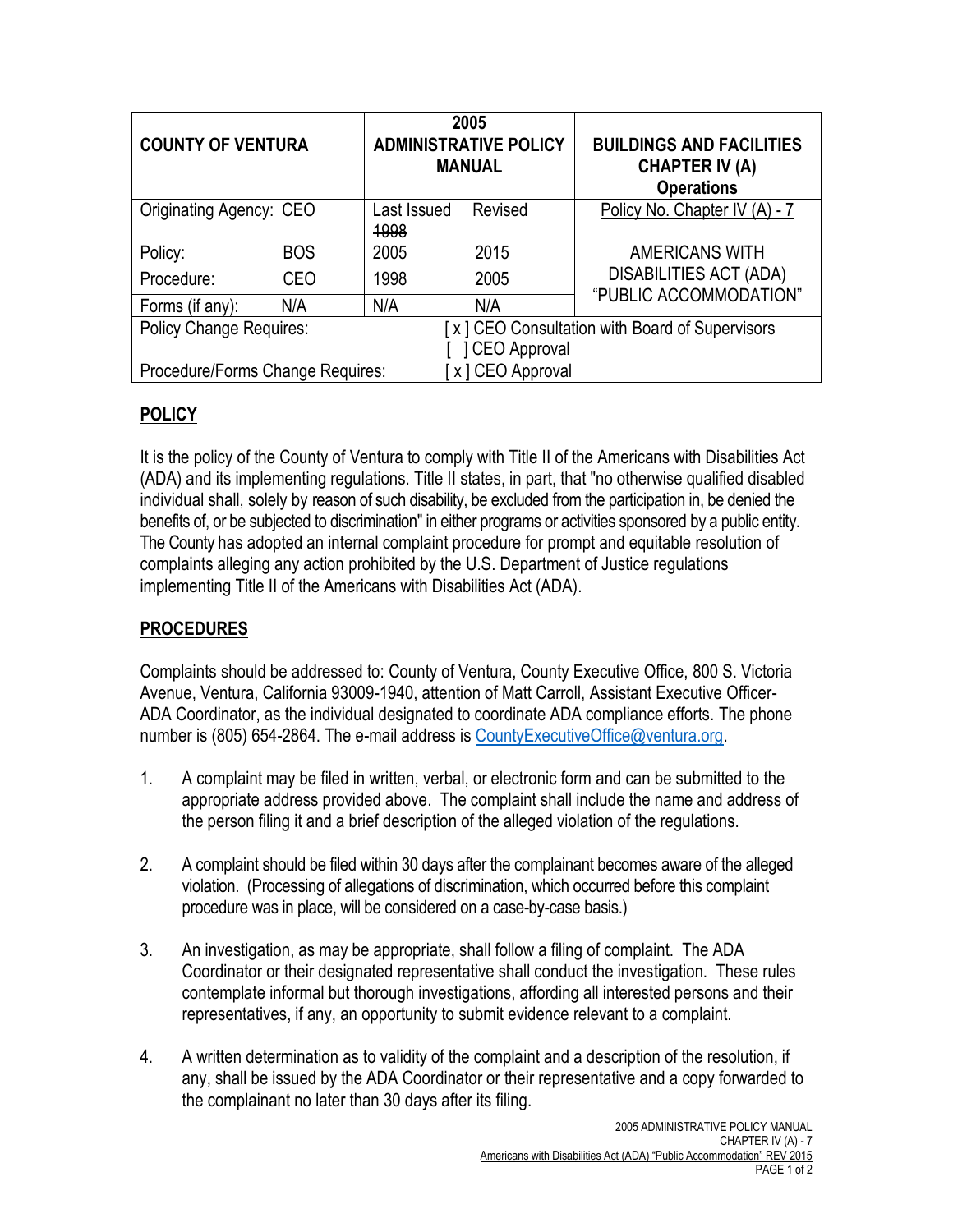| COUNTY OF VENTURA | | 2005 ADMINISTRATIVE POLICY MANUAL | | BUILDINGS AND FACILITIES CHAPTER IV (A) Operations |
|---|---|---|---|---|
| Originating Agency: CEO | | Last Issued ~~1998~~ | Revised | Policy No. Chapter IV (A) - 7 |
| Policy: | BOS | ~~2005~~ | 2015 | AMERICANS WITH DISABILITIES ACT (ADA) "PUBLIC ACCOMMODATION" |
| Procedure: | CEO | 1998 | 2005 | |
| Forms (if any): | N/A | N/A | N/A | |
| Policy Change Requires: | | [ x ] CEO Consultation with Board of Supervisors [ ] CEO Approval | | |
| Procedure/Forms Change Requires: | | [ x ] CEO Approval | | |

## POLICY

It is the policy of the County of Ventura to comply with Title II of the Americans with Disabilities Act (ADA) and its implementing regulations. Title II states, in part, that "no otherwise qualified disabled individual shall, solely by reason of such disability, be excluded from the participation in, be denied the benefits of, or be subjected to discrimination" in either programs or activities sponsored by a public entity. The County has adopted an internal complaint procedure for prompt and equitable resolution of complaints alleging any action prohibited by the U.S. Department of Justice regulations implementing Title II of the Americans with Disabilities Act (ADA).

## PROCEDURES

Complaints should be addressed to: County of Ventura, County Executive Office, 800 S. Victoria Avenue, Ventura, California 93009-1940, attention of Matt Carroll, Assistant Executive Officer-ADA Coordinator, as the individual designated to coordinate ADA compliance efforts. The phone number is (805) 654-2864. The e-mail address is CountyExecutiveOffice@ventura.org.

1. A complaint may be filed in written, verbal, or electronic form and can be submitted to the appropriate address provided above. The complaint shall include the name and address of the person filing it and a brief description of the alleged violation of the regulations.

2. A complaint should be filed within 30 days after the complainant becomes aware of the alleged violation. (Processing of allegations of discrimination, which occurred before this complaint procedure was in place, will be considered on a case-by-case basis.)

3. An investigation, as may be appropriate, shall follow a filing of complaint. The ADA Coordinator or their designated representative shall conduct the investigation. These rules contemplate informal but thorough investigations, affording all interested persons and their representatives, if any, an opportunity to submit evidence relevant to a complaint.

4. A written determination as to validity of the complaint and a description of the resolution, if any, shall be issued by the ADA Coordinator or their representative and a copy forwarded to the complainant no later than 30 days after its filing.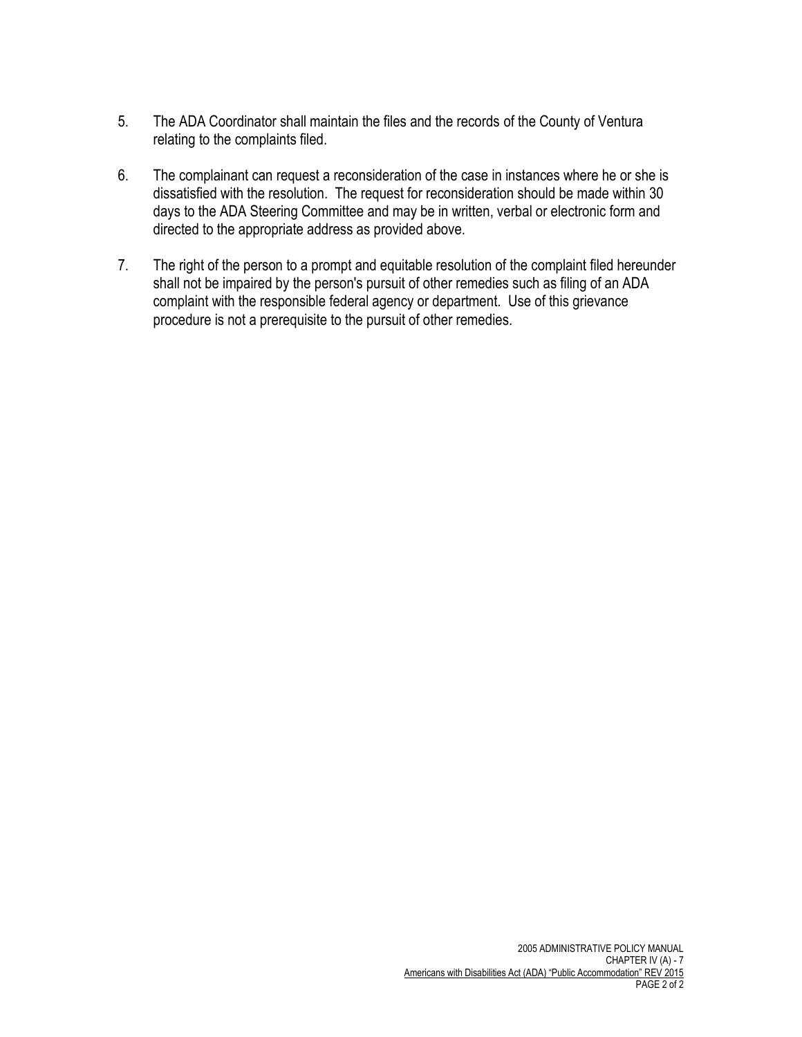5. The ADA Coordinator shall maintain the files and the records of the County of Ventura relating to the complaints filed.

6. The complainant can request a reconsideration of the case in instances where he or she is dissatisfied with the resolution. The request for reconsideration should be made within 30 days to the ADA Steering Committee and may be in written, verbal or electronic form and directed to the appropriate address as provided above.

7. The right of the person to a prompt and equitable resolution of the complaint filed hereunder shall not be impaired by the person's pursuit of other remedies such as filing of an ADA complaint with the responsible federal agency or department. Use of this grievance procedure is not a prerequisite to the pursuit of other remedies.